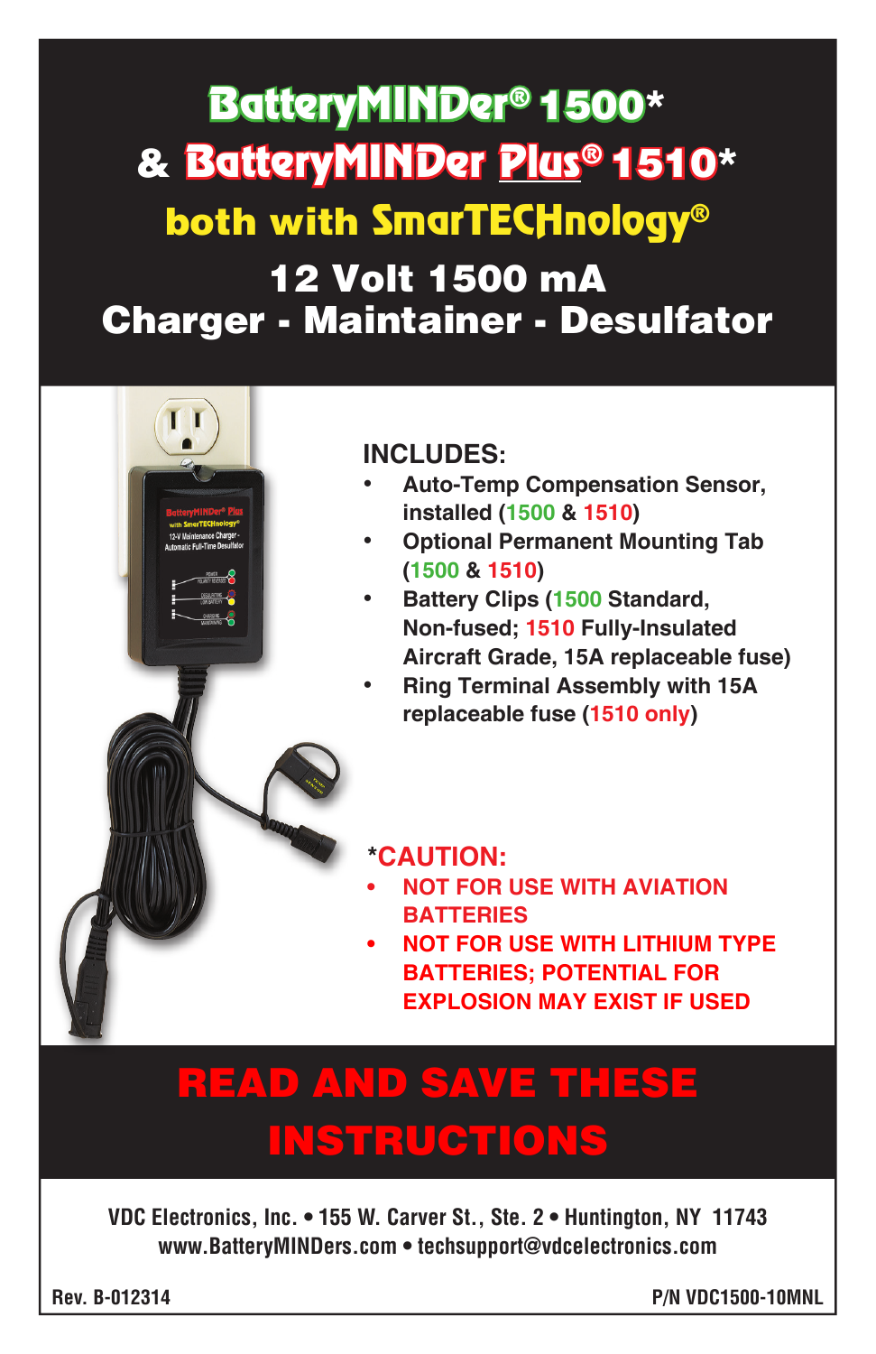# BatteryMINDer® 1500* & BatteryMINDer Plus® 1510*

## both with SmarTECHnology®

## 12 Volt 1500 mA Charger - Maintainer - Desulfator

**INCLUDES:**

- **Auto-Temp Compensation Sensor, installed (1500 & 1510)**
- **Optional Permanent Mounting Tab (1500 & 1510)**
- **Battery Clips (1500 Standard, Non-fused; 1510 Fully-Insulated Aircraft Grade, 15A replaceable fuse)**
- **Ring Terminal Assembly with 15A replaceable fuse (1510 only)**

**\*CAUTION:**

- **NOT FOR USE WITH AVIATION BATTERIES**
- **NOT FOR USE WITH LITHIUM TYPE BATTERIES; POTENTIAL FOR EXPLOSION MAY EXIST IF USED**

# READ AND SAVE THESE INSTRUCTIONS

VDC Electronics, Inc. • 155 W. Carver St., Ste. 2 • Huntington, NY 11743
www.BatteryMINDers.com • techsupport@vdcelectronics.com

Rev. B-012314

P/N VDC1500-10MNL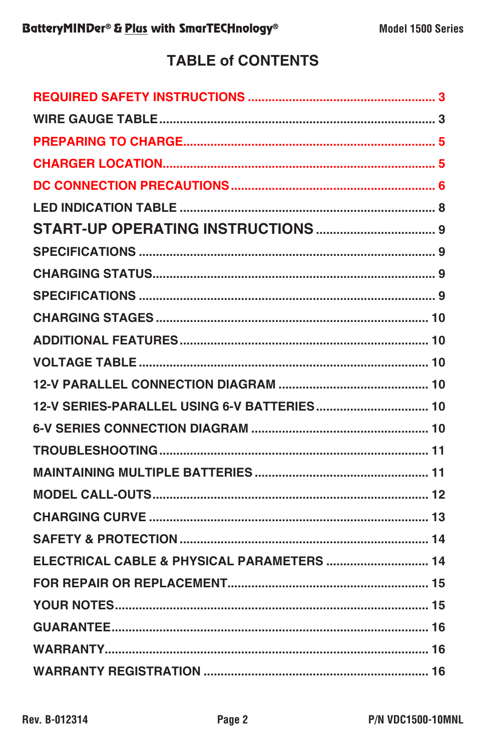# TABLE of CONTENTS

| | |
|---|---|
| REQUIRED SAFETY INSTRUCTIONS | 3 |
| WIRE GAUGE TABLE | 3 |
| PREPARING TO CHARGE | 5 |
| CHARGER LOCATION | 5 |
| DC CONNECTION PRECAUTIONS | 6 |
| LED INDICATION TABLE | 8 |
| START-UP OPERATING INSTRUCTIONS | 9 |
| SPECIFICATIONS | 9 |
| CHARGING STATUS | 9 |
| SPECIFICATIONS | 9 |
| CHARGING STAGES | 10 |
| ADDITIONAL FEATURES | 10 |
| VOLTAGE TABLE | 10 |
| 12-V PARALLEL CONNECTION DIAGRAM | 10 |
| 12-V SERIES-PARALLEL USING 6-V BATTERIES | 10 |
| 6-V SERIES CONNECTION DIAGRAM | 10 |
| TROUBLESHOOTING | 11 |
| MAINTAINING MULTIPLE BATTERIES | 11 |
| MODEL CALL-OUTS | 12 |
| CHARGING CURVE | 13 |
| SAFETY & PROTECTION | 14 |
| ELECTRICAL CABLE & PHYSICAL PARAMETERS | 14 |
| FOR REPAIR OR REPLACEMENT | 15 |
| YOUR NOTES | 15 |
| GUARANTEE | 16 |
| WARRANTY | 16 |
| WARRANTY REGISTRATION | 16 |

Rev. B-012314 P/N VDC1500-10MNL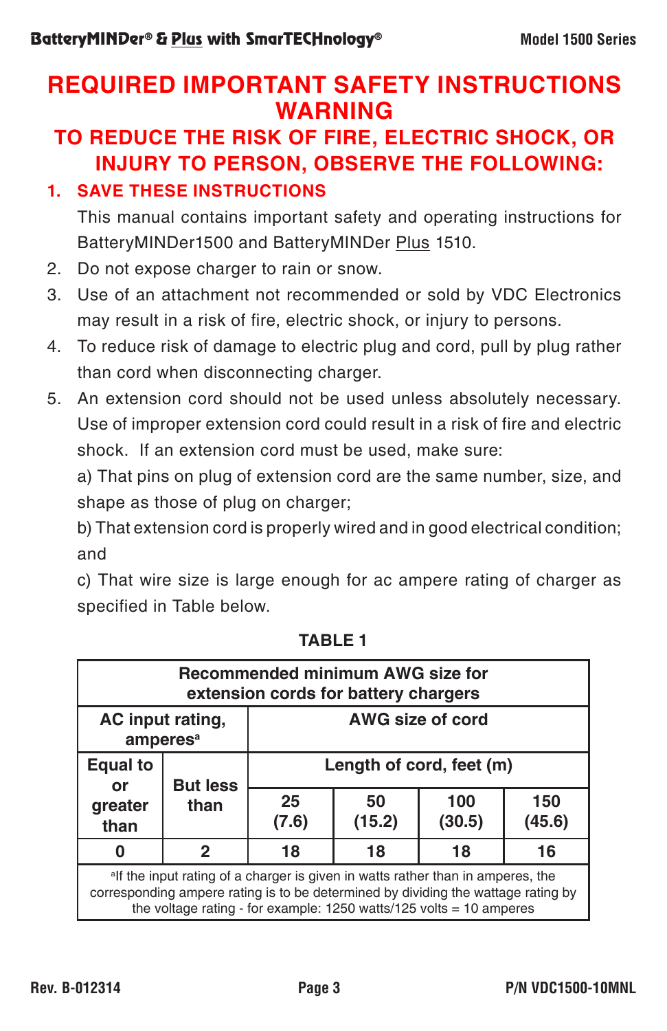# REQUIRED IMPORTANT SAFETY INSTRUCTIONS WARNING

## TO REDUCE THE RISK OF FIRE, ELECTRIC SHOCK, OR INJURY TO PERSON, OBSERVE THE FOLLOWING:

1. **SAVE THESE INSTRUCTIONS**

   This manual contains important safety and operating instructions for BatteryMINDer1500 and BatteryMINDer Plus 1510.

2. Do not expose charger to rain or snow.
3. Use of an attachment not recommended or sold by VDC Electronics may result in a risk of fire, electric shock, or injury to persons.
4. To reduce risk of damage to electric plug and cord, pull by plug rather than cord when disconnecting charger.
5. An extension cord should not be used unless absolutely necessary. Use of improper extension cord could result in a risk of fire and electric shock. If an extension cord must be used, make sure:

   a) That pins on plug of extension cord are the same number, size, and shape as those of plug on charger;

   b) That extension cord is properly wired and in good electrical condition; and

   c) That wire size is large enough for ac ampere rating of charger as specified in Table below.

**TABLE 1**

| Recommended minimum AWG size for extension cords for battery chargers | | | | | |
|---|---|---|---|---|---|
| AC input rating, amperes[a] | | AWG size of cord | | | |
| Equal to or greater than | But less than | Length of cord, feet (m) | | | |
| | | 25 (7.6) | 50 (15.2) | 100 (30.5) | 150 (45.6) |
| 0 | 2 | 18 | 18 | 18 | 16 |

[a]If the input rating of a charger is given in watts rather than in amperes, the corresponding ampere rating is to be determined by dividing the wattage rating by the voltage rating - for example: 1250 watts/125 volts = 10 amperes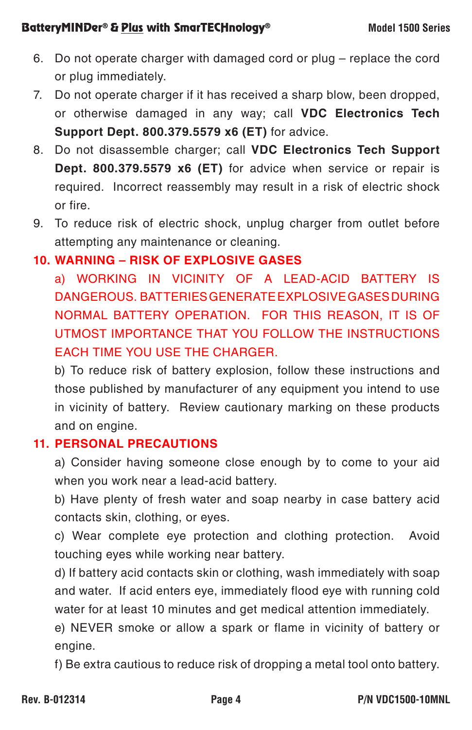6. Do not operate charger with damaged cord or plug – replace the cord or plug immediately.
7. Do not operate charger if it has received a sharp blow, been dropped, or otherwise damaged in any way; call **VDC Electronics Tech Support Dept. 800.379.5579 x6 (ET)** for advice.
8. Do not disassemble charger; call **VDC Electronics Tech Support Dept. 800.379.5579 x6 (ET)** for advice when service or repair is required. Incorrect reassembly may result in a risk of electric shock or fire.
9. To reduce risk of electric shock, unplug charger from outlet before attempting any maintenance or cleaning.
10. **WARNING – RISK OF EXPLOSIVE GASES**

    a) WORKING IN VICINITY OF A LEAD-ACID BATTERY IS DANGEROUS. BATTERIES GENERATE EXPLOSIVE GASES DURING NORMAL BATTERY OPERATION. FOR THIS REASON, IT IS OF UTMOST IMPORTANCE THAT YOU FOLLOW THE INSTRUCTIONS EACH TIME YOU USE THE CHARGER.

    b) To reduce risk of battery explosion, follow these instructions and those published by manufacturer of any equipment you intend to use in vicinity of battery. Review cautionary marking on these products and on engine.
11. **PERSONAL PRECAUTIONS**

    a) Consider having someone close enough by to come to your aid when you work near a lead-acid battery.

    b) Have plenty of fresh water and soap nearby in case battery acid contacts skin, clothing, or eyes.

    c) Wear complete eye protection and clothing protection. Avoid touching eyes while working near battery.

    d) If battery acid contacts skin or clothing, wash immediately with soap and water. If acid enters eye, immediately flood eye with running cold water for at least 10 minutes and get medical attention immediately.

    e) NEVER smoke or allow a spark or flame in vicinity of battery or engine.

    f) Be extra cautious to reduce risk of dropping a metal tool onto battery.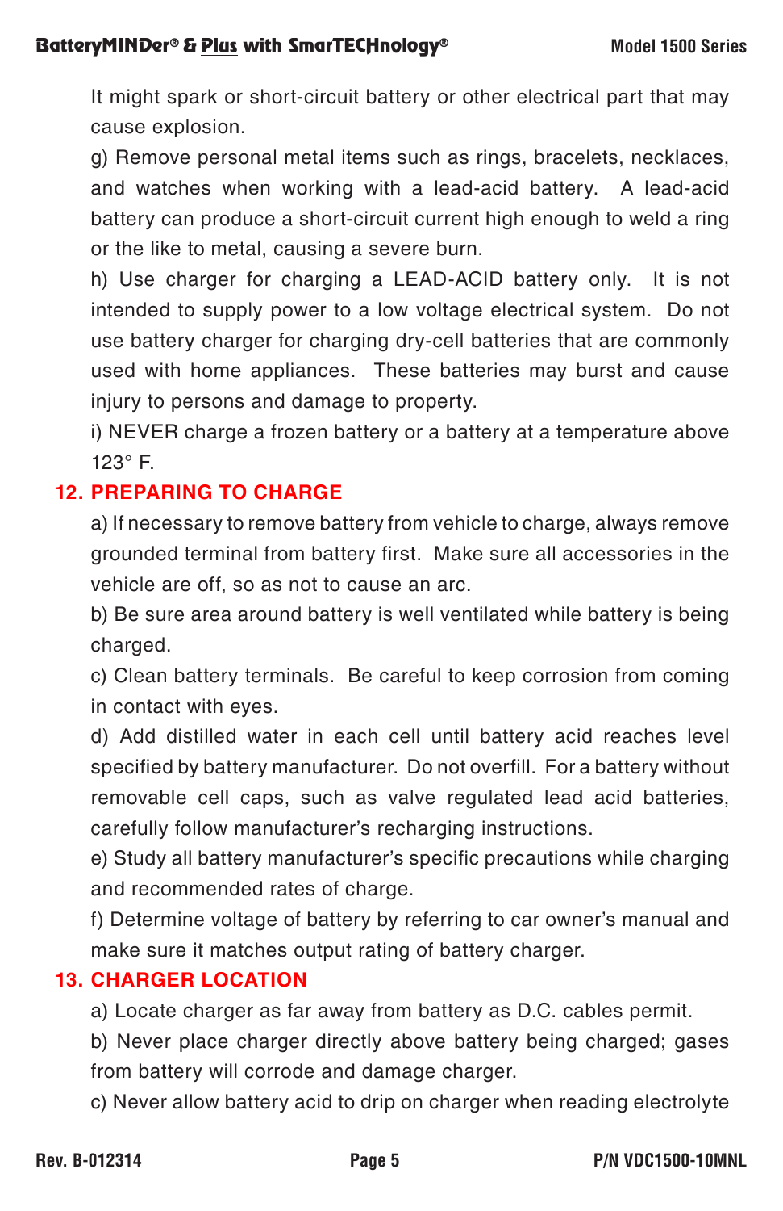It might spark or short-circuit battery or other electrical part that may cause explosion.

g) Remove personal metal items such as rings, bracelets, necklaces, and watches when working with a lead-acid battery. A lead-acid battery can produce a short-circuit current high enough to weld a ring or the like to metal, causing a severe burn.

h) Use charger for charging a LEAD-ACID battery only. It is not intended to supply power to a low voltage electrical system. Do not use battery charger for charging dry-cell batteries that are commonly used with home appliances. These batteries may burst and cause injury to persons and damage to property.

i) NEVER charge a frozen battery or a battery at a temperature above 123° F.

## 12. PREPARING TO CHARGE

a) If necessary to remove battery from vehicle to charge, always remove grounded terminal from battery first. Make sure all accessories in the vehicle are off, so as not to cause an arc.

b) Be sure area around battery is well ventilated while battery is being charged.

c) Clean battery terminals. Be careful to keep corrosion from coming in contact with eyes.

d) Add distilled water in each cell until battery acid reaches level specified by battery manufacturer. Do not overfill. For a battery without removable cell caps, such as valve regulated lead acid batteries, carefully follow manufacturer's recharging instructions.

e) Study all battery manufacturer's specific precautions while charging and recommended rates of charge.

f) Determine voltage of battery by referring to car owner's manual and make sure it matches output rating of battery charger.

## 13. CHARGER LOCATION

a) Locate charger as far away from battery as D.C. cables permit.

b) Never place charger directly above battery being charged; gases from battery will corrode and damage charger.

c) Never allow battery acid to drip on charger when reading electrolyte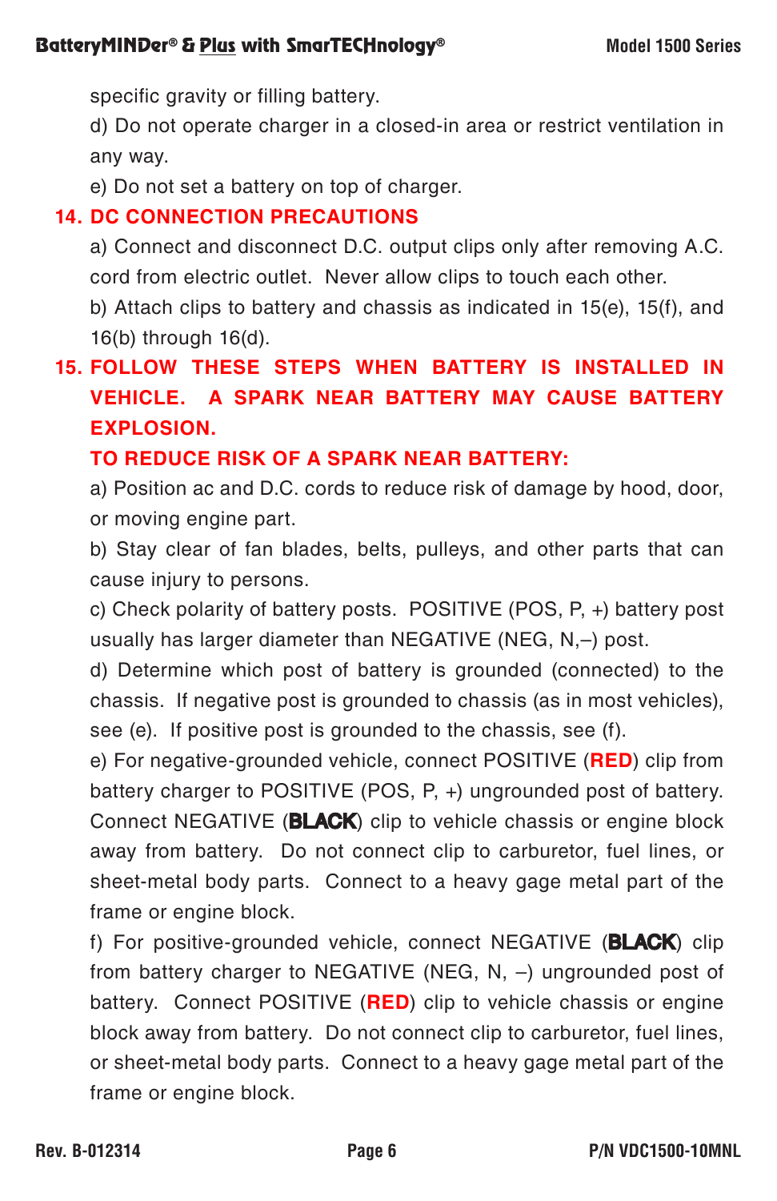specific gravity or filling battery.

d) Do not operate charger in a closed-in area or restrict ventilation in any way.

e) Do not set a battery on top of charger.

## 14. DC CONNECTION PRECAUTIONS

a) Connect and disconnect D.C. output clips only after removing A.C. cord from electric outlet. Never allow clips to touch each other.

b) Attach clips to battery and chassis as indicated in 15(e), 15(f), and 16(b) through 16(d).

## 15. FOLLOW THESE STEPS WHEN BATTERY IS INSTALLED IN VEHICLE. A SPARK NEAR BATTERY MAY CAUSE BATTERY EXPLOSION.

**TO REDUCE RISK OF A SPARK NEAR BATTERY:**

a) Position ac and D.C. cords to reduce risk of damage by hood, door, or moving engine part.

b) Stay clear of fan blades, belts, pulleys, and other parts that can cause injury to persons.

c) Check polarity of battery posts. POSITIVE (POS, P, +) battery post usually has larger diameter than NEGATIVE (NEG, N,–) post.

d) Determine which post of battery is grounded (connected) to the chassis. If negative post is grounded to chassis (as in most vehicles), see (e). If positive post is grounded to the chassis, see (f).

e) For negative-grounded vehicle, connect POSITIVE (**RED**) clip from battery charger to POSITIVE (POS, P, +) ungrounded post of battery. Connect NEGATIVE (**BLACK**) clip to vehicle chassis or engine block away from battery. Do not connect clip to carburetor, fuel lines, or sheet-metal body parts. Connect to a heavy gage metal part of the frame or engine block.

f) For positive-grounded vehicle, connect NEGATIVE (**BLACK**) clip from battery charger to NEGATIVE (NEG, N, –) ungrounded post of battery. Connect POSITIVE (**RED**) clip to vehicle chassis or engine block away from battery. Do not connect clip to carburetor, fuel lines, or sheet-metal body parts. Connect to a heavy gage metal part of the frame or engine block.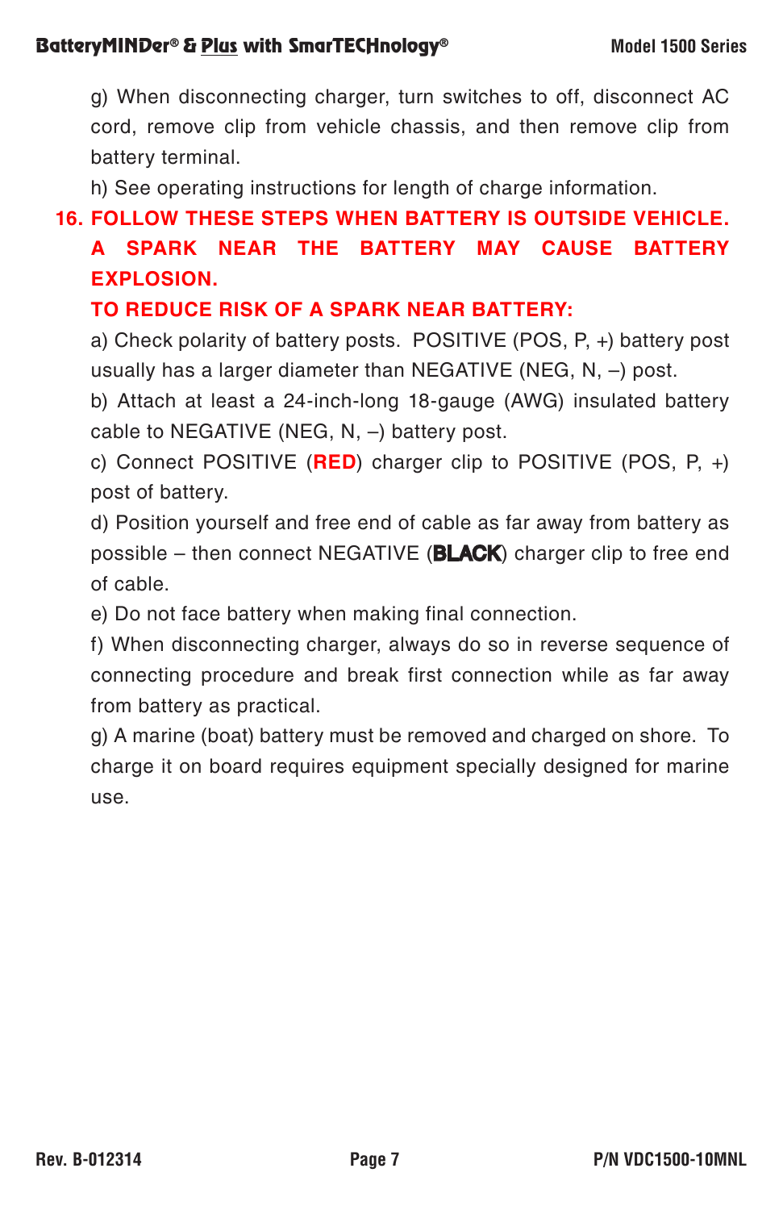g) When disconnecting charger, turn switches to off, disconnect AC cord, remove clip from vehicle chassis, and then remove clip from battery terminal.

h) See operating instructions for length of charge information.

**16. FOLLOW THESE STEPS WHEN BATTERY IS OUTSIDE VEHICLE. A SPARK NEAR THE BATTERY MAY CAUSE BATTERY EXPLOSION.**

**TO REDUCE RISK OF A SPARK NEAR BATTERY:**

a) Check polarity of battery posts. POSITIVE (POS, P, +) battery post usually has a larger diameter than NEGATIVE (NEG, N, –) post.

b) Attach at least a 24-inch-long 18-gauge (AWG) insulated battery cable to NEGATIVE (NEG, N, –) battery post.

c) Connect POSITIVE (**RED**) charger clip to POSITIVE (POS, P, +) post of battery.

d) Position yourself and free end of cable as far away from battery as possible – then connect NEGATIVE (**BLACK**) charger clip to free end of cable.

e) Do not face battery when making final connection.

f) When disconnecting charger, always do so in reverse sequence of connecting procedure and break first connection while as far away from battery as practical.

g) A marine (boat) battery must be removed and charged on shore. To charge it on board requires equipment specially designed for marine use.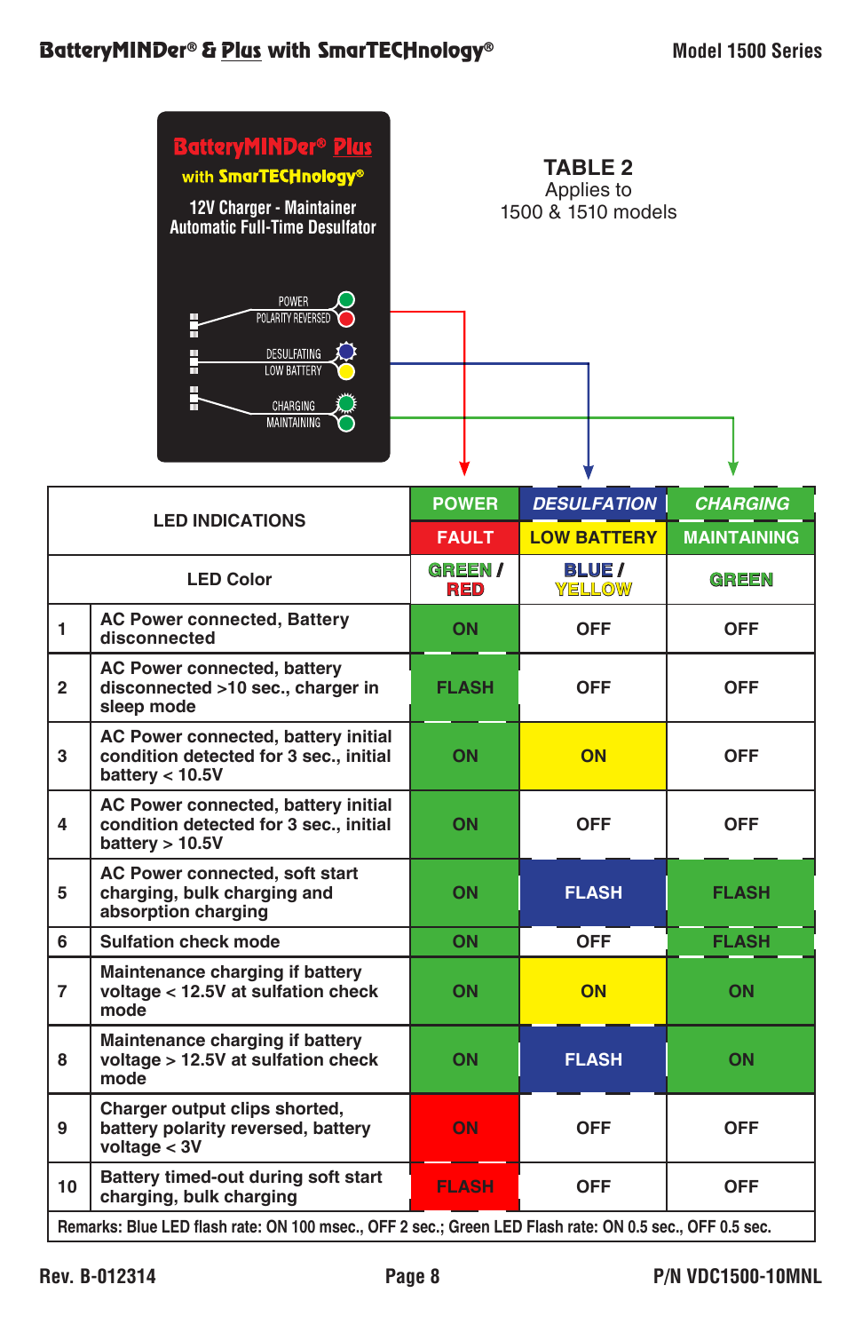BatteryMINDer® Plus with SmarTECHnology®
12V Charger - Maintainer
Automatic Full-Time Desulfator

POWER
POLARITY REVERSED
DESULFATING
LOW BATTERY
CHARGING
MAINTAINING

## TABLE 2

Applies to
1500 & 1510 models

| | LED INDICATIONS | POWER / FAULT | DESULFATION / LOW BATTERY | CHARGING / MAINTAINING |
|---|---|---|---|---|
| | LED Color | GREEN / RED | BLUE / YELLOW | GREEN |
| 1 | AC Power connected, Battery disconnected | ON | OFF | OFF |
| 2 | AC Power connected, battery disconnected >10 sec., charger in sleep mode | FLASH | OFF | OFF |
| 3 | AC Power connected, battery initial condition detected for 3 sec., initial battery < 10.5V | ON | ON | OFF |
| 4 | AC Power connected, battery initial condition detected for 3 sec., initial battery > 10.5V | ON | OFF | OFF |
| 5 | AC Power connected, soft start charging, bulk charging and absorption charging | ON | FLASH | FLASH |
| 6 | Sulfation check mode | ON | OFF | FLASH |
| 7 | Maintenance charging if battery voltage < 12.5V at sulfation check mode | ON | ON | ON |
| 8 | Maintenance charging if battery voltage > 12.5V at sulfation check mode | ON | FLASH | ON |
| 9 | Charger output clips shorted, battery polarity reversed, battery voltage < 3V | ON | OFF | OFF |
| 10 | Battery timed-out during soft start charging, bulk charging | FLASH | OFF | OFF |

Remarks: Blue LED flash rate: ON 100 msec., OFF 2 sec.; Green LED Flash rate: ON 0.5 sec., OFF 0.5 sec.

Rev. B-012314 P/N VDC1500-10MNL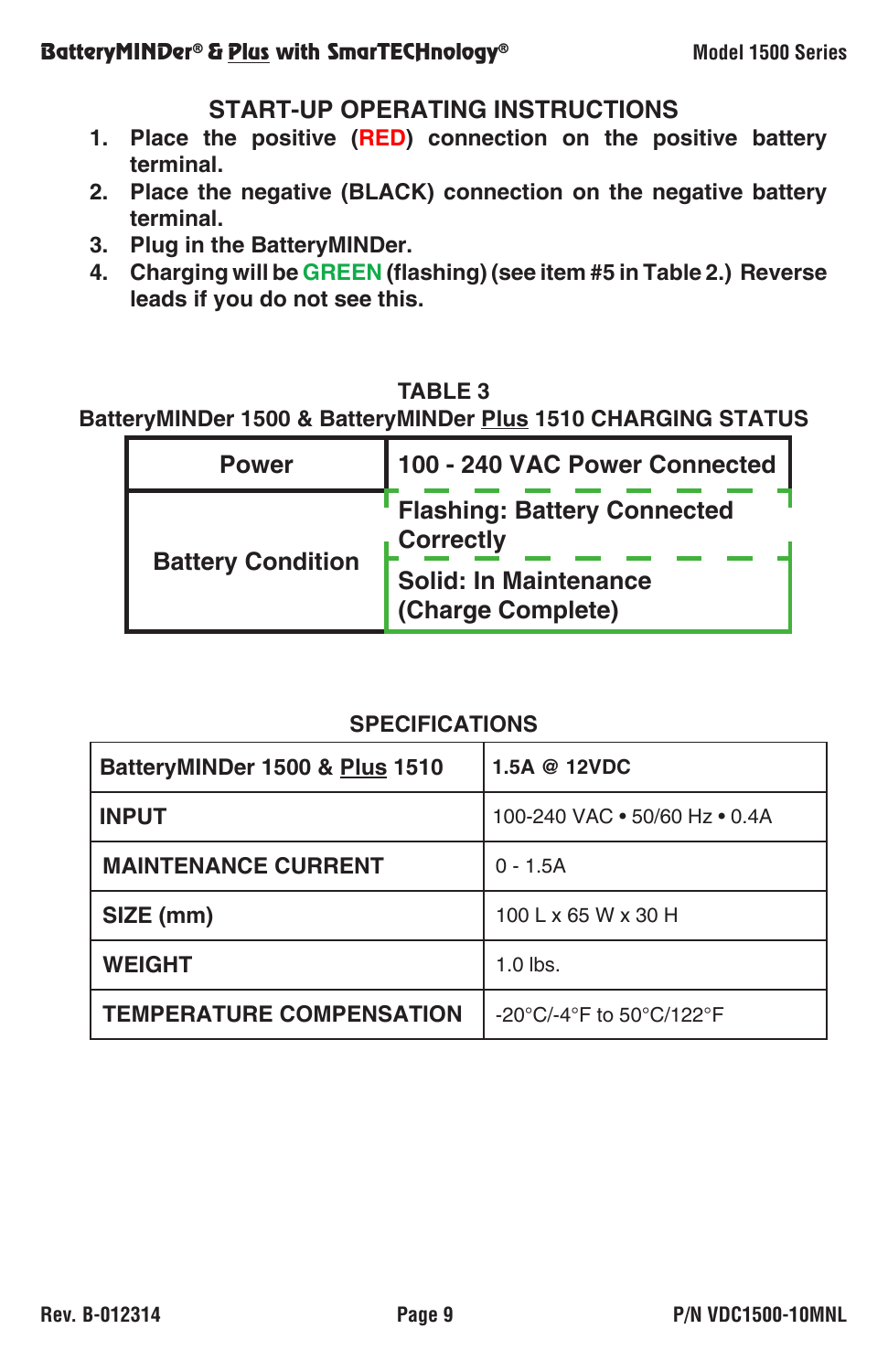## START-UP OPERATING INSTRUCTIONS

1. Place the positive (**RED**) connection on the positive battery terminal.
2. Place the negative (BLACK) connection on the negative battery terminal.
3. Plug in the BatteryMINDer.
4. Charging will be **GREEN** (flashing) (see item #5 in Table 2.) Reverse leads if you do not see this.

### TABLE 3
### BatteryMINDer 1500 & BatteryMINDer Plus 1510 CHARGING STATUS

| Power | 100 - 240 VAC Power Connected |
|---|---|
| Battery Condition | Flashing: Battery Connected Correctly |
| | Solid: In Maintenance (Charge Complete) |

### SPECIFICATIONS

| BatteryMINDer 1500 & Plus 1510 | 1.5A @ 12VDC |
|---|---|
| INPUT | 100-240 VAC • 50/60 Hz • 0.4A |
| MAINTENANCE CURRENT | 0 - 1.5A |
| SIZE (mm) | 100 L x 65 W x 30 H |
| WEIGHT | 1.0 lbs. |
| TEMPERATURE COMPENSATION | -20°C/-4°F to 50°C/122°F |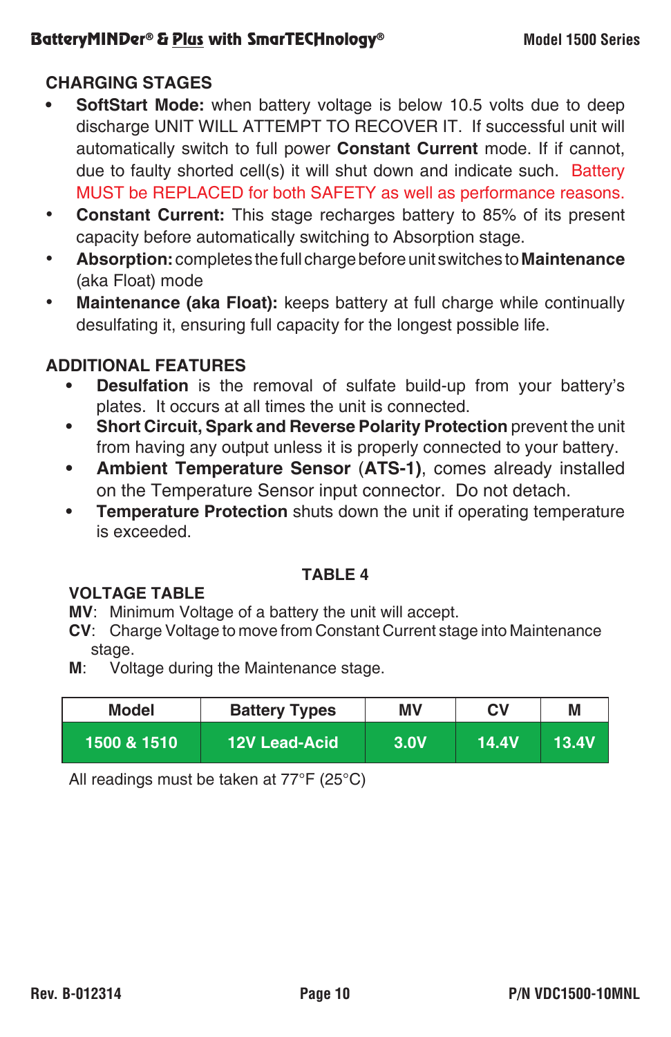## CHARGING STAGES

- **SoftStart Mode:** when battery voltage is below 10.5 volts due to deep discharge UNIT WILL ATTEMPT TO RECOVER IT. If successful unit will automatically switch to full power **Constant Current** mode. If if cannot, due to faulty shorted cell(s) it will shut down and indicate such. Battery MUST be REPLACED for both SAFETY as well as performance reasons.
- **Constant Current:** This stage recharges battery to 85% of its present capacity before automatically switching to Absorption stage.
- **Absorption:** completes the full charge before unit switches to **Maintenance** (aka Float) mode
- **Maintenance (aka Float):** keeps battery at full charge while continually desulfating it, ensuring full capacity for the longest possible life.

## ADDITIONAL FEATURES

- **Desulfation** is the removal of sulfate build-up from your battery's plates. It occurs at all times the unit is connected.
- **Short Circuit, Spark and Reverse Polarity Protection** prevent the unit from having any output unless it is properly connected to your battery.
- **Ambient Temperature Sensor** (**ATS-1**), comes already installed on the Temperature Sensor input connector. Do not detach.
- **Temperature Protection** shuts down the unit if operating temperature is exceeded.

**TABLE 4**

**VOLTAGE TABLE**

**MV**: Minimum Voltage of a battery the unit will accept.
**CV**: Charge Voltage to move from Constant Current stage into Maintenance stage.
**M**: Voltage during the Maintenance stage.

| Model | Battery Types | MV | CV | M |
|---|---|---|---|---|
| 1500 & 1510 | 12V Lead-Acid | 3.0V | 14.4V | 13.4V |

All readings must be taken at 77°F (25°C)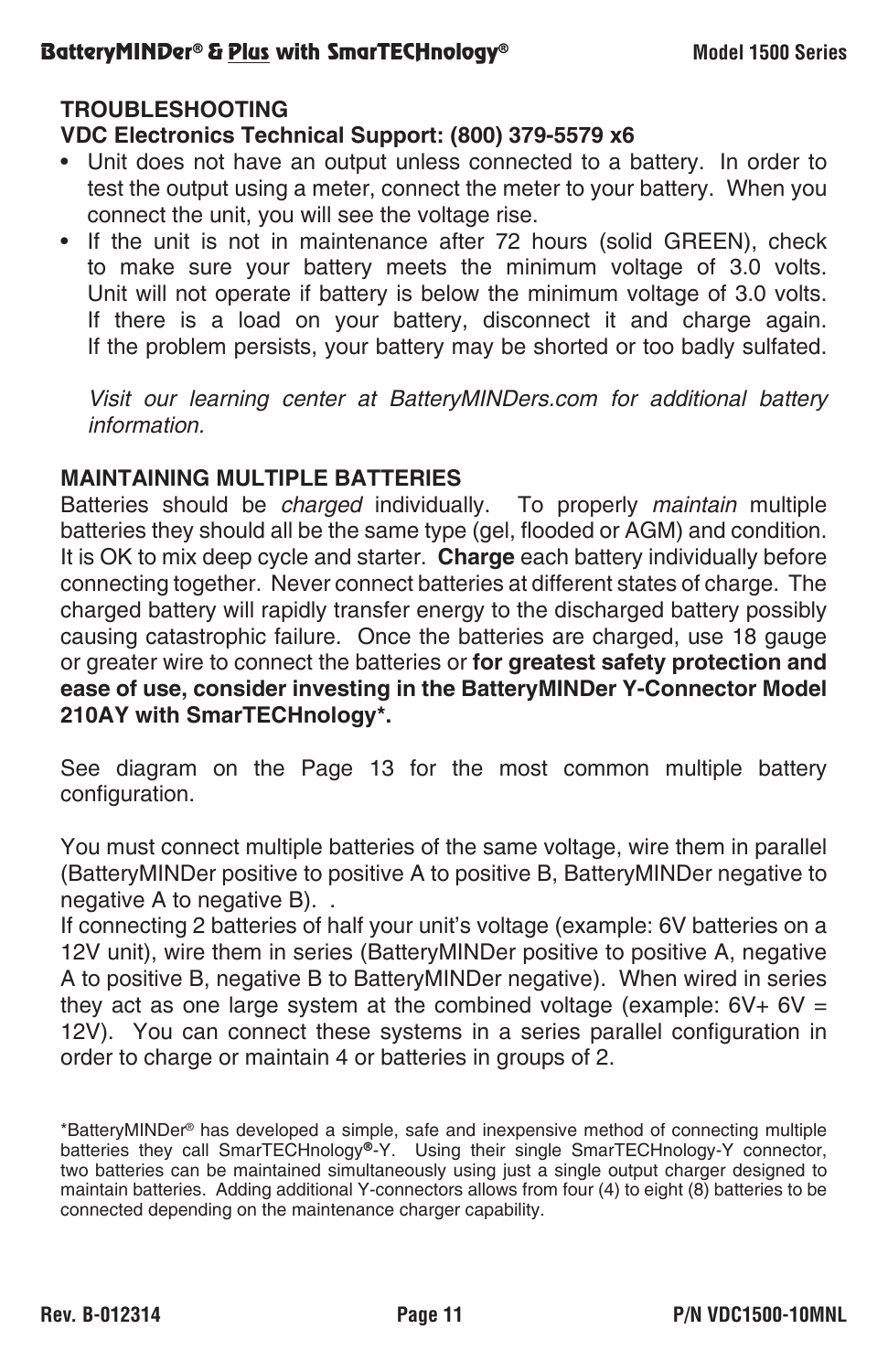## TROUBLESHOOTING

**VDC Electronics Technical Support: (800) 379-5579 x6**

- Unit does not have an output unless connected to a battery. In order to test the output using a meter, connect the meter to your battery. When you connect the unit, you will see the voltage rise.
- If the unit is not in maintenance after 72 hours (solid GREEN), check to make sure your battery meets the minimum voltage of 3.0 volts. Unit will not operate if battery is below the minimum voltage of 3.0 volts. If there is a load on your battery, disconnect it and charge again. If the problem persists, your battery may be shorted or too badly sulfated.

  *Visit our learning center at BatteryMINDers.com for additional battery information.*

## MAINTAINING MULTIPLE BATTERIES

Batteries should be *charged* individually. To properly *maintain* multiple batteries they should all be the same type (gel, flooded or AGM) and condition. It is OK to mix deep cycle and starter. **Charge** each battery individually before connecting together. Never connect batteries at different states of charge. The charged battery will rapidly transfer energy to the discharged battery possibly causing catastrophic failure. Once the batteries are charged, use 18 gauge or greater wire to connect the batteries or **for greatest safety protection and ease of use, consider investing in the BatteryMINDer Y-Connector Model 210AY with SmarTECHnology*.**

See diagram on the Page 13 for the most common multiple battery configuration.

You must connect multiple batteries of the same voltage, wire them in parallel (BatteryMINDer positive to positive A to positive B, BatteryMINDer negative to negative A to negative B). .

If connecting 2 batteries of half your unit's voltage (example: 6V batteries on a 12V unit), wire them in series (BatteryMINDer positive to positive A, negative A to positive B, negative B to BatteryMINDer negative). When wired in series they act as one large system at the combined voltage (example: 6V+ 6V = 12V). You can connect these systems in a series parallel configuration in order to charge or maintain 4 or batteries in groups of 2.

*BatteryMINDer® has developed a simple, safe and inexpensive method of connecting multiple batteries they call SmarTECHnology®-Y. Using their single SmarTECHnology-Y connector, two batteries can be maintained simultaneously using just a single output charger designed to maintain batteries. Adding additional Y-connectors allows from four (4) to eight (8) batteries to be connected depending on the maintenance charger capability.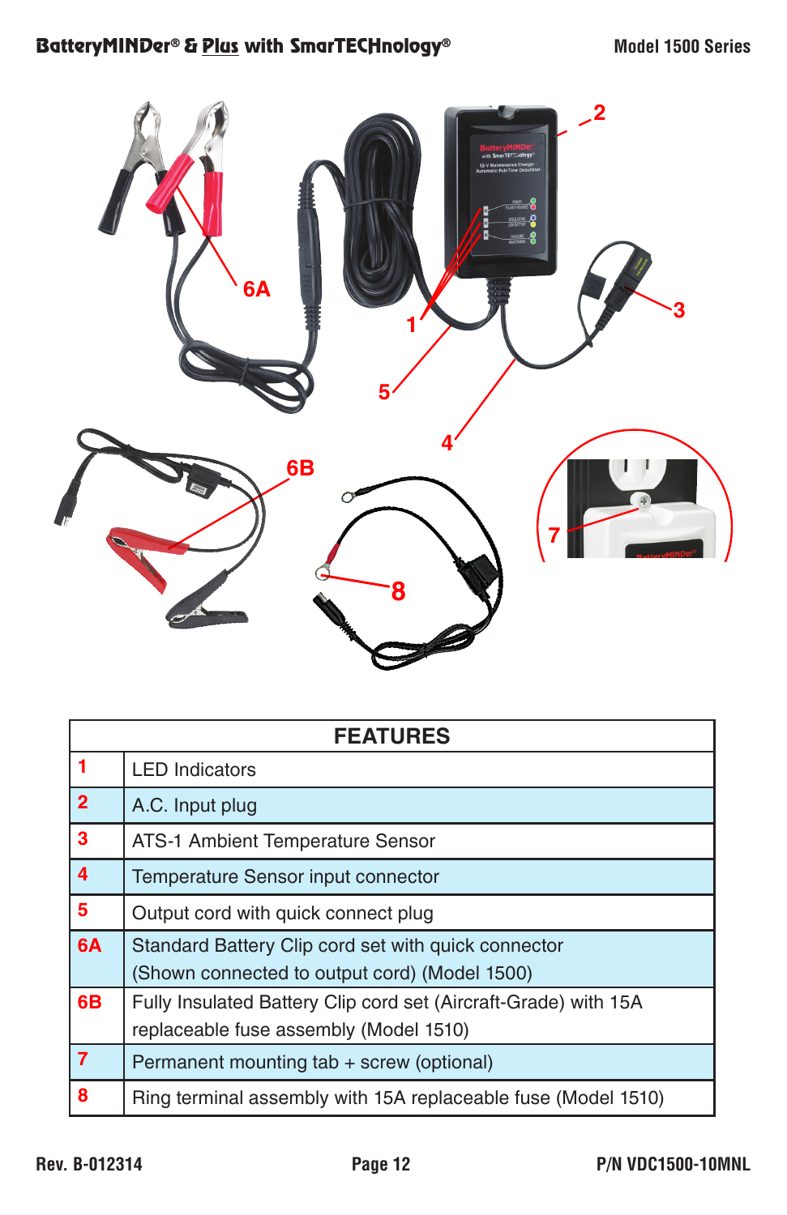| FEATURES | |
|---|---|
| 1 | LED Indicators |
| 2 | A.C. Input plug |
| 3 | ATS-1 Ambient Temperature Sensor |
| 4 | Temperature Sensor input connector |
| 5 | Output cord with quick connect plug |
| 6A | Standard Battery Clip cord set with quick connector (Shown connected to output cord) (Model 1500) |
| 6B | Fully Insulated Battery Clip cord set (Aircraft-Grade) with 15A replaceable fuse assembly (Model 1510) |
| 7 | Permanent mounting tab + screw (optional) |
| 8 | Ring terminal assembly with 15A replaceable fuse (Model 1510) |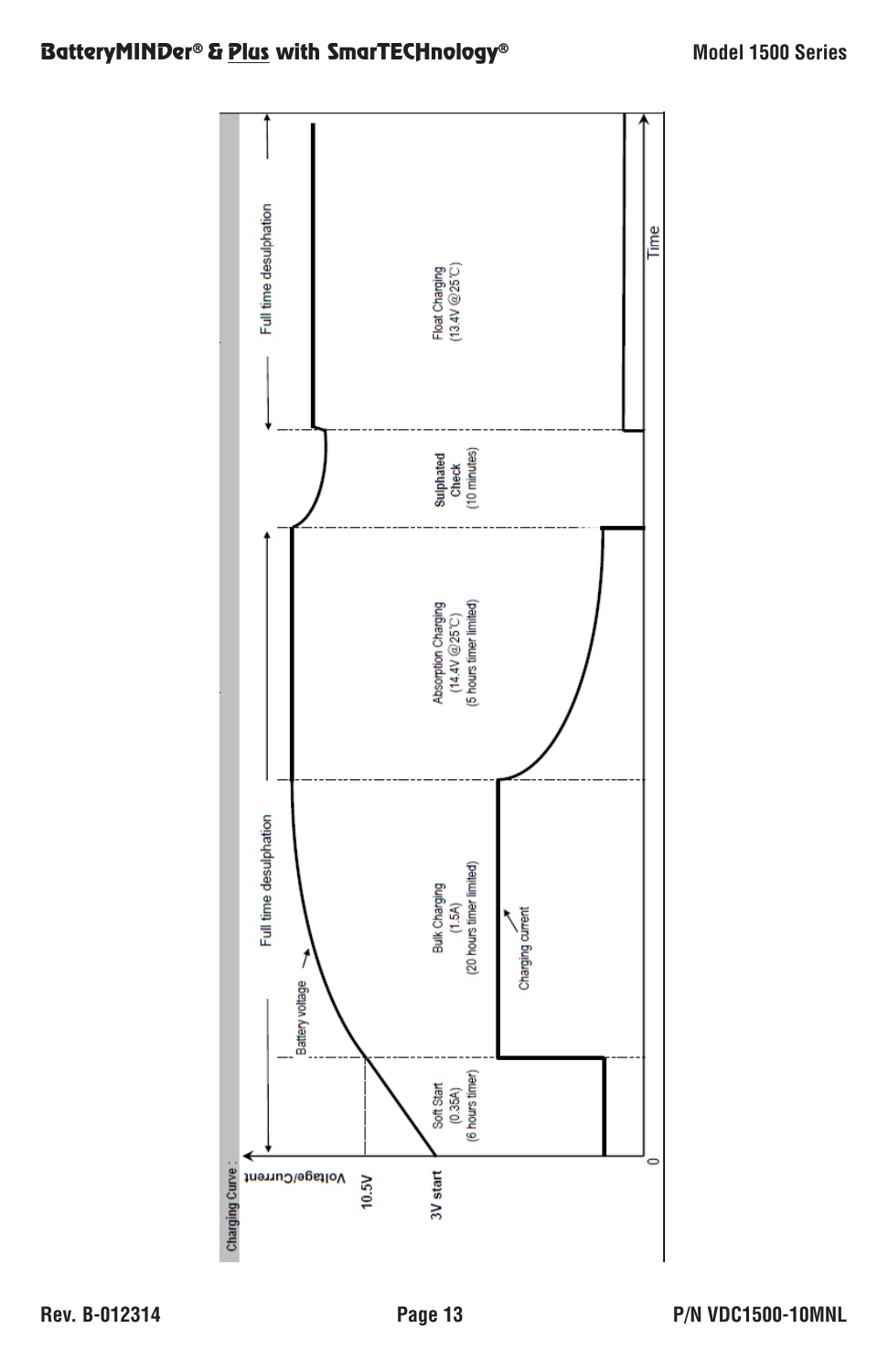Charging Curve :

Voltage/Current

10.5V

3V start

0

Time

Soft Start
(0.35A)
(6 hours timer)

Bulk Charging
(1.5A)
(20 hours timer limited)

Absorption Charging
(14.4V @25℃)
(5 hours timer limited)

Sulphated
Check
(10 minutes)

Float Charging
(13.4V @25℃)

Full time desulphation

Full time desulphation

Battery voltage

Charging current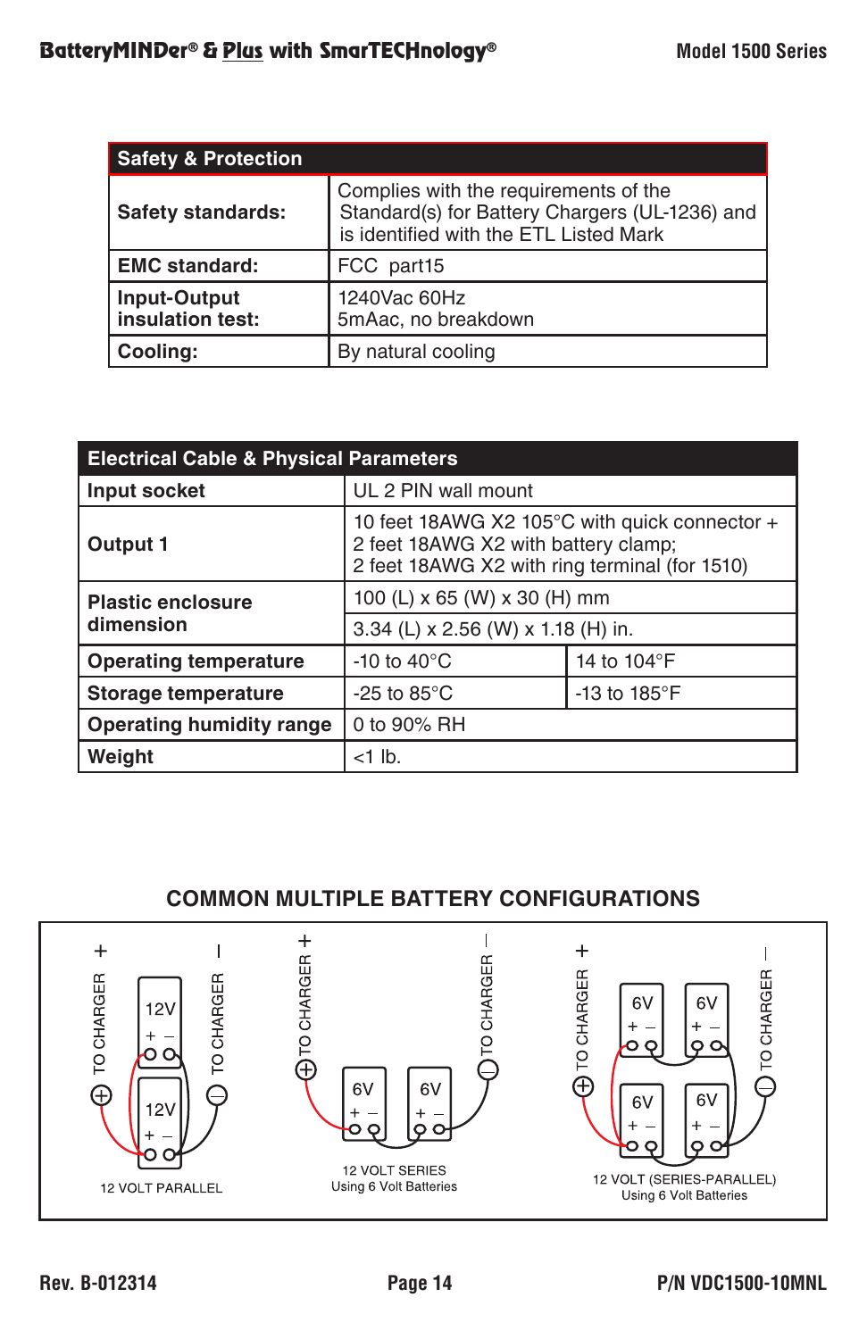| Safety & Protection | |
|---|---|
| **Safety standards:** | Complies with the requirements of the Standard(s) for Battery Chargers (UL-1236) and is identified with the ETL Listed Mark |
| **EMC standard:** | FCC part15 |
| **Input-Output insulation test:** | 1240Vac 60Hz<br>5mAac, no breakdown |
| **Cooling:** | By natural cooling |

| Electrical Cable & Physical Parameters | | |
|---|---|---|
| **Input socket** | UL 2 PIN wall mount | |
| **Output 1** | 10 feet 18AWG X2 105°C with quick connector + 2 feet 18AWG X2 with battery clamp;<br>2 feet 18AWG X2 with ring terminal (for 1510) | |
| **Plastic enclosure dimension** | 100 (L) x 65 (W) x 30 (H) mm | |
| | 3.34 (L) x 2.56 (W) x 1.18 (H) in. | |
| **Operating temperature** | -10 to 40°C | 14 to 104°F |
| **Storage temperature** | -25 to 85°C | -13 to 185°F |
| **Operating humidity range** | 0 to 90% RH | |
| **Weight** | <1 lb. | |

## COMMON MULTIPLE BATTERY CONFIGURATIONS

12 VOLT PARALLEL

12 VOLT SERIES
Using 6 Volt Batteries

12 VOLT (SERIES-PARALLEL)
Using 6 Volt Batteries

Rev. B-012314 P/N VDC1500-10MNL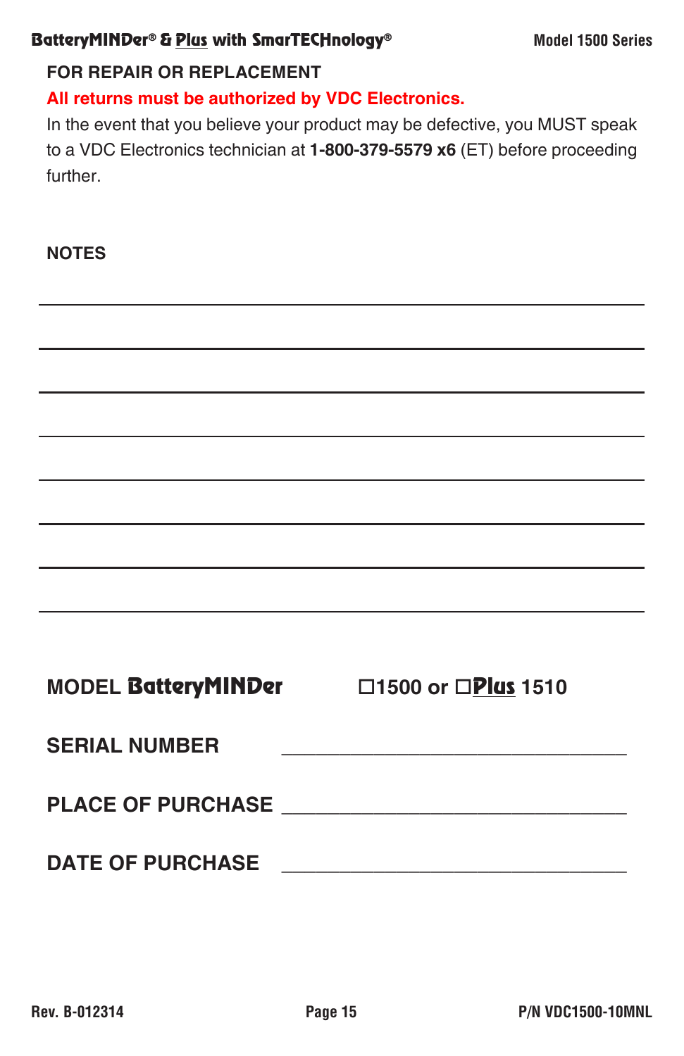## FOR REPAIR OR REPLACEMENT

**All returns must be authorized by VDC Electronics.**

In the event that you believe your product may be defective, you MUST speak to a VDC Electronics technician at **1-800-379-5579 x6** (ET) before proceeding further.

## NOTES

________________________________________________________________________

________________________________________________________________________

________________________________________________________________________

________________________________________________________________________

________________________________________________________________________

________________________________________________________________________

________________________________________________________________________

________________________________________________________________________

**MODEL BatteryMINDer** ☐**1500 or** ☐**Plus 1510**

**SERIAL NUMBER** ________________________________

**PLACE OF PURCHASE** ________________________________

**DATE OF PURCHASE** ________________________________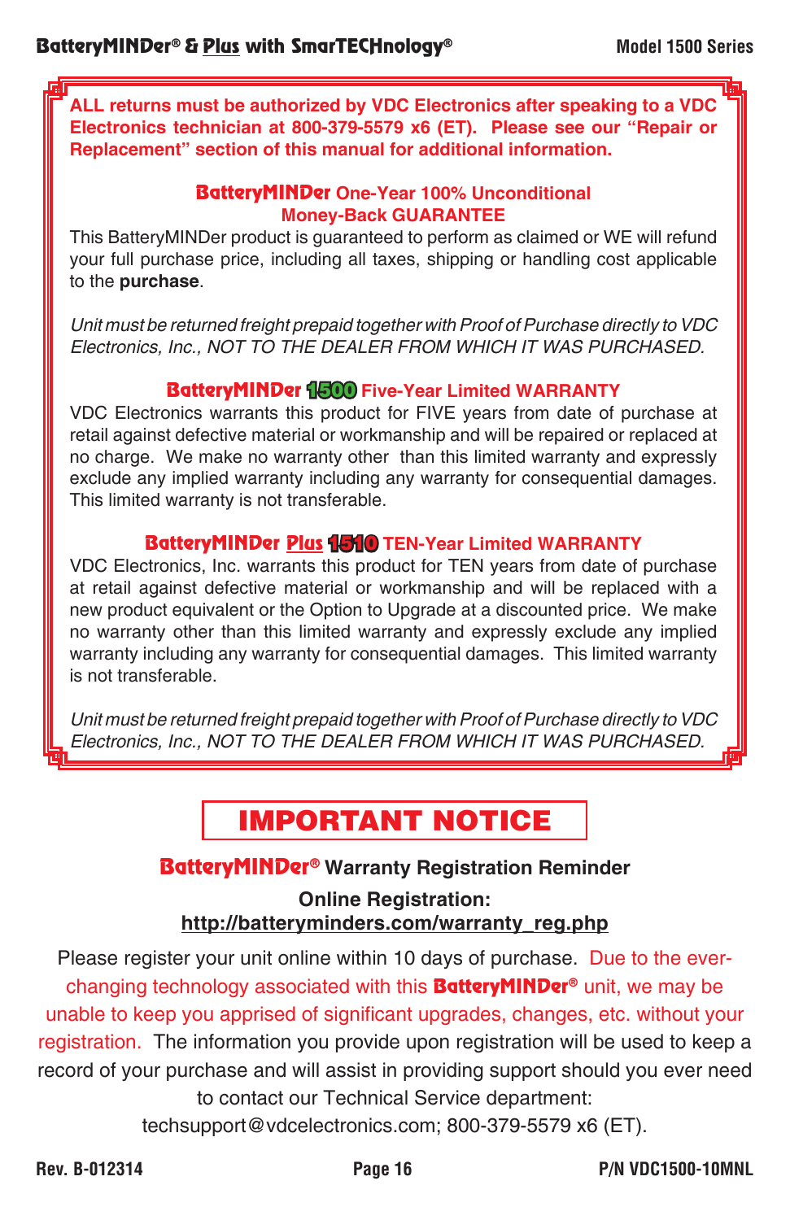**ALL returns must be authorized by VDC Electronics after speaking to a VDC Electronics technician at 800-379-5579 x6 (ET). Please see our "Repair or Replacement" section of this manual for additional information.**

### BatteryMINDer One-Year 100% Unconditional Money-Back GUARANTEE

This BatteryMINDer product is guaranteed to perform as claimed or WE will refund your full purchase price, including all taxes, shipping or handling cost applicable to the **purchase**.

*Unit must be returned freight prepaid together with Proof of Purchase directly to VDC Electronics, Inc., NOT TO THE DEALER FROM WHICH IT WAS PURCHASED.*

### BatteryMINDer 1500 Five-Year Limited WARRANTY

VDC Electronics warrants this product for FIVE years from date of purchase at retail against defective material or workmanship and will be repaired or replaced at no charge. We make no warranty other than this limited warranty and expressly exclude any implied warranty including any warranty for consequential damages. This limited warranty is not transferable.

### BatteryMINDer Plus 1510 TEN-Year Limited WARRANTY

VDC Electronics, Inc. warrants this product for TEN years from date of purchase at retail against defective material or workmanship and will be replaced with a new product equivalent or the Option to Upgrade at a discounted price. We make no warranty other than this limited warranty and expressly exclude any implied warranty including any warranty for consequential damages. This limited warranty is not transferable.

*Unit must be returned freight prepaid together with Proof of Purchase directly to VDC Electronics, Inc., NOT TO THE DEALER FROM WHICH IT WAS PURCHASED.*

# IMPORTANT NOTICE

### BatteryMINDer® Warranty Registration Reminder

**Online Registration:**
**http://batteryminders.com/warranty_reg.php**

Please register your unit online within 10 days of purchase. Due to the ever-changing technology associated with this **BatteryMINDer®** unit, we may be unable to keep you apprised of significant upgrades, changes, etc. without your registration. The information you provide upon registration will be used to keep a record of your purchase and will assist in providing support should you ever need to contact our Technical Service department:
techsupport@vdcelectronics.com; 800-379-5579 x6 (ET).

Rev. B-012314 P/N VDC1500-10MNL